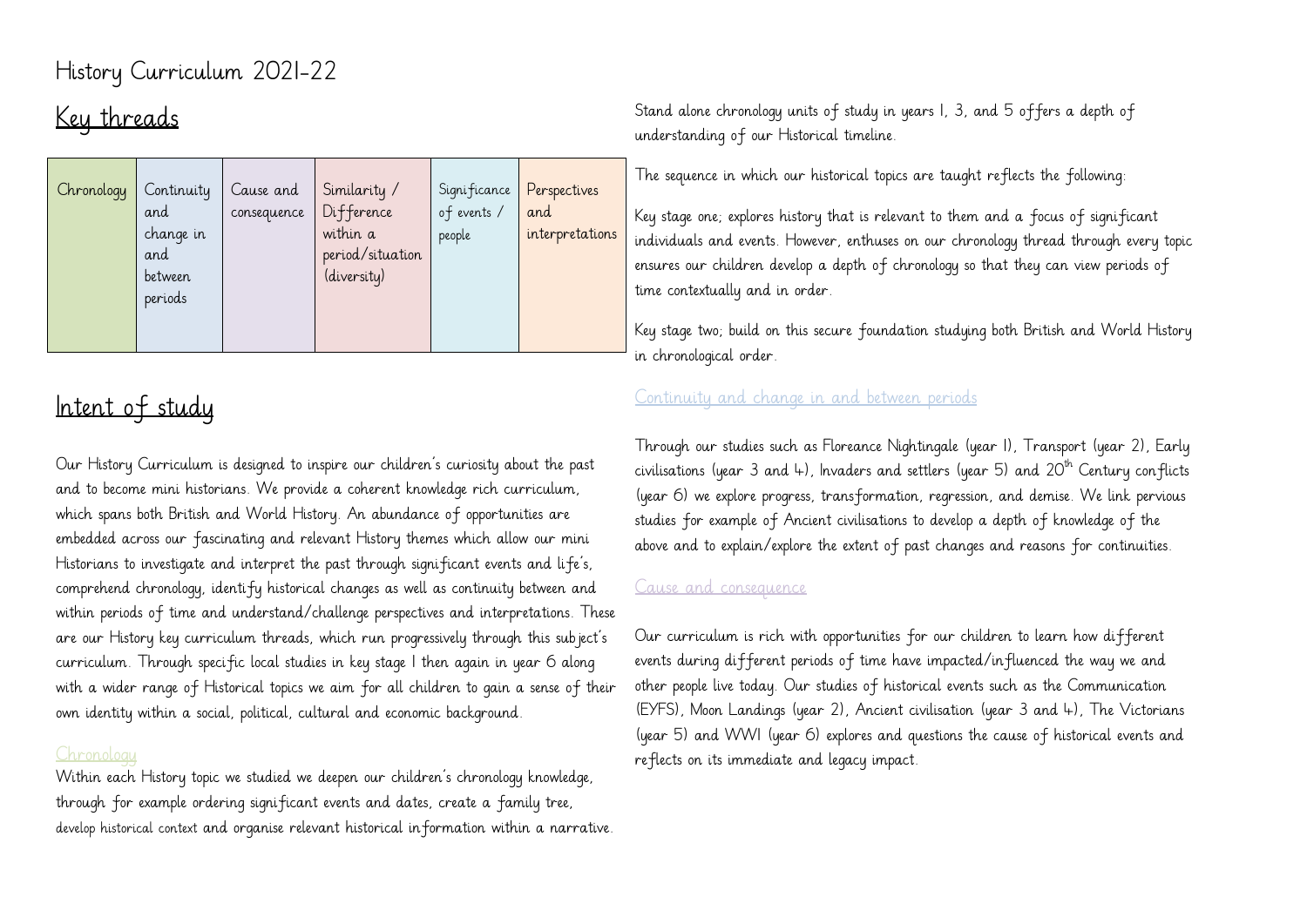# History Curriculum 2021-22

## Key threads

| Chronology | Continuity and change in and between periods | Cause and consequence | Similarity / Difference within a period/situation (diversity) | Significance of events / people | Perspectives and interpretations |
|---|---|---|---|---|---|

## Intent of study

Our History Curriculum is designed to inspire our children's curiosity about the past and to become mini historians. We provide a coherent knowledge rich curriculum, which spans both British and World History. An abundance of opportunities are embedded across our fascinating and relevant History themes which allow our mini Historians to investigate and interpret the past through significant events and life's, comprehend chronology, identify historical changes as well as continuity between and within periods of time and understand/challenge perspectives and interpretations. These are our History key curriculum threads, which run progressively through this subject's curriculum. Through specific local studies in key stage 1 then again in year 6 along with a wider range of Historical topics we aim for all children to gain a sense of their own identity within a social, political, cultural and economic background.

### Chronology

Within each History topic we studied we deepen our children's chronology knowledge, through for example ordering significant events and dates, create a family tree, develop historical context and organise relevant historical information within a narrative.

Stand alone chronology units of study in years 1, 3, and 5 offers a depth of understanding of our Historical timeline.

The sequence in which our historical topics are taught reflects the following:

Key stage one; explores history that is relevant to them and a focus of significant individuals and events. However, enthuses on our chronology thread through every topic ensures our children develop a depth of chronology so that they can view periods of time contextually and in order.

Key stage two; build on this secure foundation studying both British and World History in chronological order.

### Continuity and change in and between periods

Through our studies such as Floreance Nightingale (year 1), Transport (year 2), Early civilisations (year 3 and 4), Invaders and settlers (year 5) and 20th Century conflicts (year 6) we explore progress, transformation, regression, and demise. We link pervious studies for example of Ancient civilisations to develop a depth of knowledge of the above and to explain/explore the extent of past changes and reasons for continuities.

### Cause and consequence

Our curriculum is rich with opportunities for our children to learn how different events during different periods of time have impacted/influenced the way we and other people live today. Our studies of historical events such as the Communication (EYFS), Moon Landings (year 2), Ancient civilisation (year 3 and 4), The Victorians (year 5) and WWI (year 6) explores and questions the cause of historical events and reflects on its immediate and legacy impact.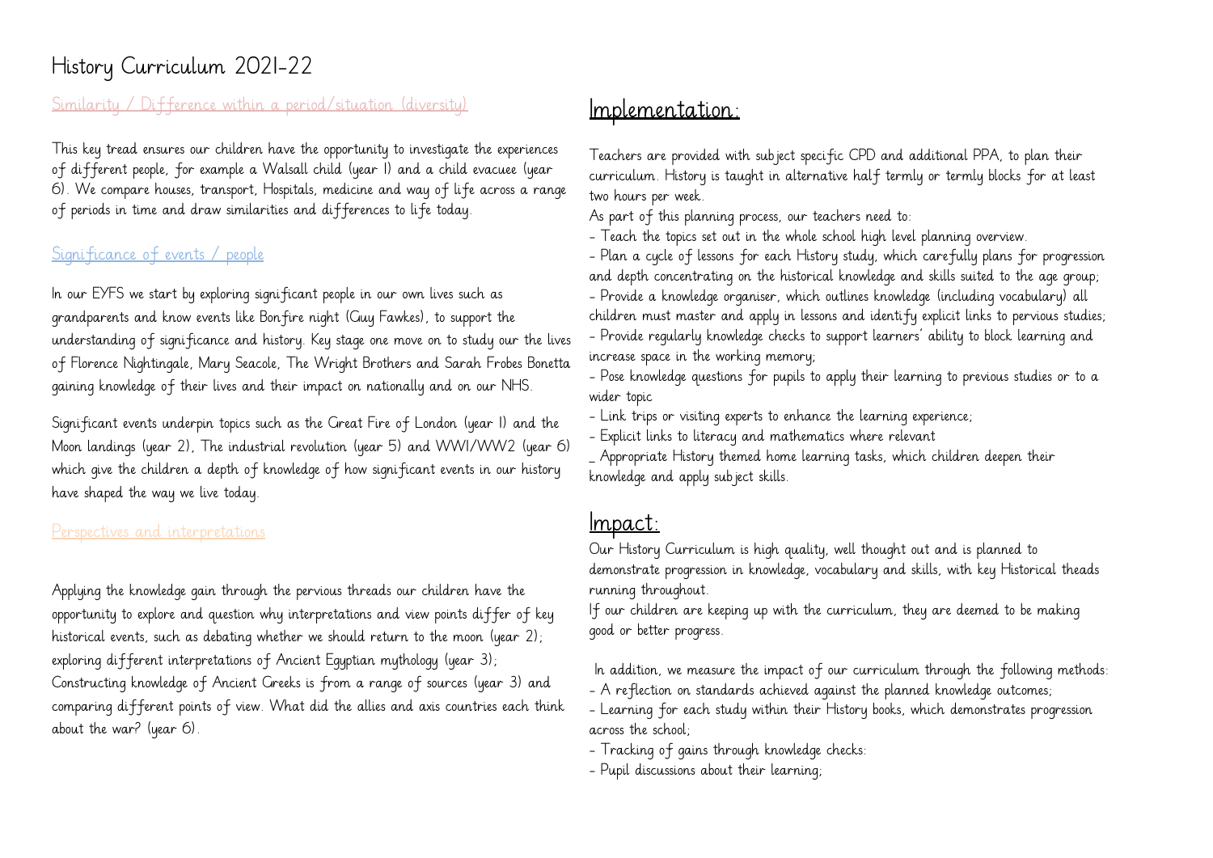# History Curriculum 2021-22

## Similarity / Difference within a period/situation (diversity)

This key tread ensures our children have the opportunity to investigate the experiences of different people, for example a Walsall child (year 1) and a child evacuee (year 6). We compare houses, transport, Hospitals, medicine and way of life across a range of periods in time and draw similarities and differences to life today.

## Significance of events / people

In our EYFS we start by exploring significant people in our own lives such as grandparents and know events like Bonfire night (Guy Fawkes), to support the understanding of significance and history. Key stage one move on to study our the lives of Florence Nightingale, Mary Seacole, The Wright Brothers and Sarah Frobes Bonetta gaining knowledge of their lives and their impact on nationally and on our NHS.

Significant events underpin topics such as the Great Fire of London (year 1) and the Moon landings (year 2), The industrial revolution (year 5) and WW1/WW2 (year 6) which give the children a depth of knowledge of how significant events in our history have shaped the way we live today.

## Perspectives and interpretations

Applying the knowledge gain through the pervious threads our children have the opportunity to explore and question why interpretations and view points differ of key historical events, such as debating whether we should return to the moon (year 2); exploring different interpretations of Ancient Egyptian mythology (year 3); Constructing knowledge of Ancient Greeks is from a range of sources (year 3) and comparing different points of view. What did the allies and axis countries each think about the war? (year 6).

## Implementation:

Teachers are provided with subject specific CPD and additional PPA, to plan their curriculum. History is taught in alternative half termly or termly blocks for at least two hours per week.

As part of this planning process, our teachers need to:

- Teach the topics set out in the whole school high level planning overview.
- Plan a cycle of lessons for each History study, which carefully plans for progression and depth concentrating on the historical knowledge and skills suited to the age group;
- Provide a knowledge organiser, which outlines knowledge (including vocabulary) all children must master and apply in lessons and identify explicit links to pervious studies;
- Provide regularly knowledge checks to support learners' ability to block learning and increase space in the working memory;
- Pose knowledge questions for pupils to apply their learning to previous studies or to a wider topic
- Link trips or visiting experts to enhance the learning experience;
- Explicit links to literacy and mathematics where relevant
- Appropriate History themed home learning tasks, which children deepen their knowledge and apply subject skills.

## Impact:

Our History Curriculum is high quality, well thought out and is planned to demonstrate progression in knowledge, vocabulary and skills, with key Historical theads running throughout.

If our children are keeping up with the curriculum, they are deemed to be making good or better progress.

In addition, we measure the impact of our curriculum through the following methods:

- A reflection on standards achieved against the planned knowledge outcomes;
- Learning for each study within their History books, which demonstrates progression across the school;
- Tracking of gains through knowledge checks:
- Pupil discussions about their learning;